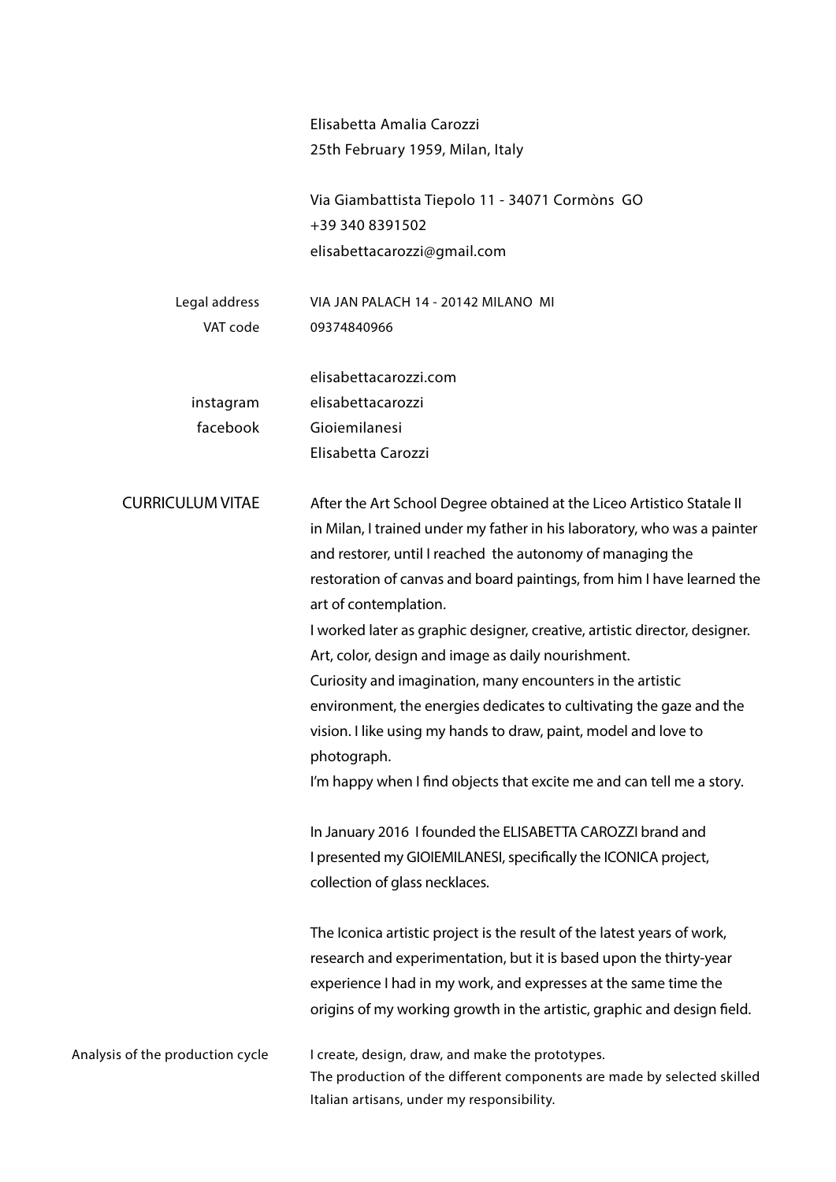Elisabetta Amalia Carozzi
25th February 1959, Milan, Italy

Via Giambattista Tiepolo 11 - 34071 Cormòns GO
+39 340 8391502
elisabettacarozzi@gmail.com

Legal address VIA JAN PALACH 14 - 20142 MILANO MI
VAT code 09374840966

elisabettacarozzi.com
instagram elisabettacarozzi
facebook Gioiemilanesi
Elisabetta Carozzi

## CURRICULUM VITAE

After the Art School Degree obtained at the Liceo Artistico Statale II in Milan, I trained under my father in his laboratory, who was a painter and restorer, until I reached the autonomy of managing the restoration of canvas and board paintings, from him I have learned the art of contemplation.
I worked later as graphic designer, creative, artistic director, designer.
Art, color, design and image as daily nourishment.
Curiosity and imagination, many encounters in the artistic environment, the energies dedicates to cultivating the gaze and the vision. I like using my hands to draw, paint, model and love to photograph.
I'm happy when I find objects that excite me and can tell me a story.

In January 2016 I founded the ELISABETTA CAROZZI brand and I presented my GIOIEMILANESI, specifically the ICONICA project, collection of glass necklaces.

The Iconica artistic project is the result of the latest years of work, research and experimentation, but it is based upon the thirty-year experience I had in my work, and expresses at the same time the origins of my working growth in the artistic, graphic and design field.

Analysis of the production cycle

I create, design, draw, and make the prototypes.
The production of the different components are made by selected skilled Italian artisans, under my responsibility.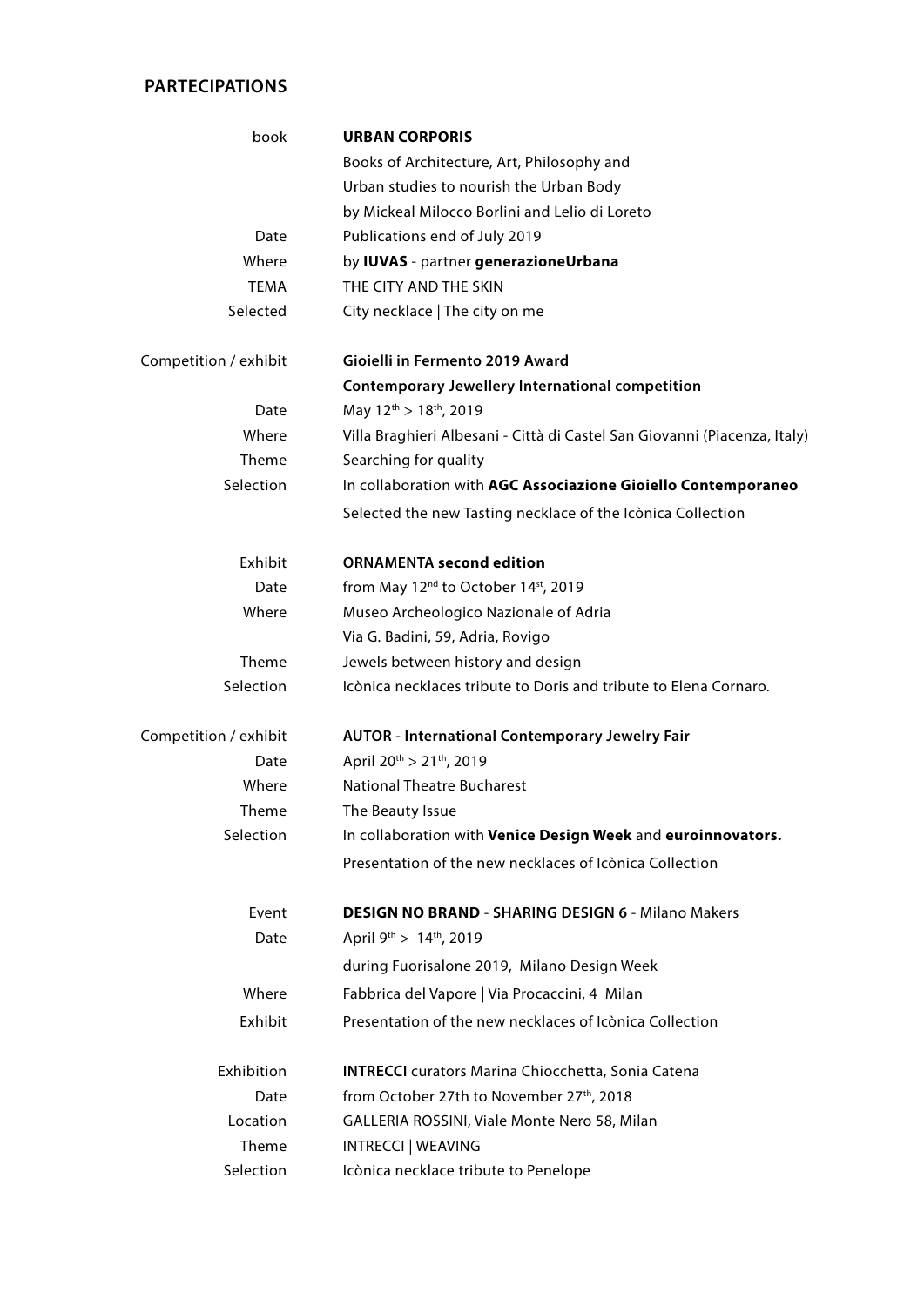## PARTECIPATIONS

| | |
|---|---|
| book | **URBAN CORPORIS** |
| | Books of Architecture, Art, Philosophy and |
| | Urban studies to nourish the Urban Body |
| | by Mickeal Milocco Borlini and Lelio di Loreto |
| Date | Publications end of July 2019 |
| Where | by **IUVAS** - partner **generazioneUrbana** |
| TEMA | THE CITY AND THE SKIN |
| Selected | City necklace \| The city on me |
| | |
| Competition / exhibit | **Gioielli in Fermento 2019 Award** |
| | **Contemporary Jewellery International competition** |
| Date | May 12th > 18th, 2019 |
| Where | Villa Braghieri Albesani - Città di Castel San Giovanni (Piacenza, Italy) |
| Theme | Searching for quality |
| Selection | In collaboration with **AGC Associazione Gioiello Contemporaneo** |
| | Selected the new Tasting necklace of the Icònica Collection |
| | |
| Exhibit | **ORNAMENTA second edition** |
| Date | from May 12nd to October 14st, 2019 |
| Where | Museo Archeologico Nazionale of Adria |
| | Via G. Badini, 59, Adria, Rovigo |
| Theme | Jewels between history and design |
| Selection | Icònica necklaces tribute to Doris and tribute to Elena Cornaro. |
| | |
| Competition / exhibit | **AUTOR - International Contemporary Jewelry Fair** |
| Date | April 20th > 21th, 2019 |
| Where | National Theatre Bucharest |
| Theme | The Beauty Issue |
| Selection | In collaboration with **Venice Design Week** and **euroinnovators.** |
| | Presentation of the new necklaces of Icònica Collection |
| | |
| Event | **DESIGN NO BRAND** - **SHARING DESIGN 6** - Milano Makers |
| Date | April 9th > 14th, 2019 |
| | during Fuorisalone 2019, Milano Design Week |
| Where | Fabbrica del Vapore \| Via Procaccini, 4 Milan |
| Exhibit | Presentation of the new necklaces of Icònica Collection |
| | |
| Exhibition | **INTRECCI** curators Marina Chiocchetta, Sonia Catena |
| Date | from October 27th to November 27th, 2018 |
| Location | GALLERIA ROSSINI, Viale Monte Nero 58, Milan |
| Theme | INTRECCI \| WEAVING |
| Selection | Icònica necklace tribute to Penelope |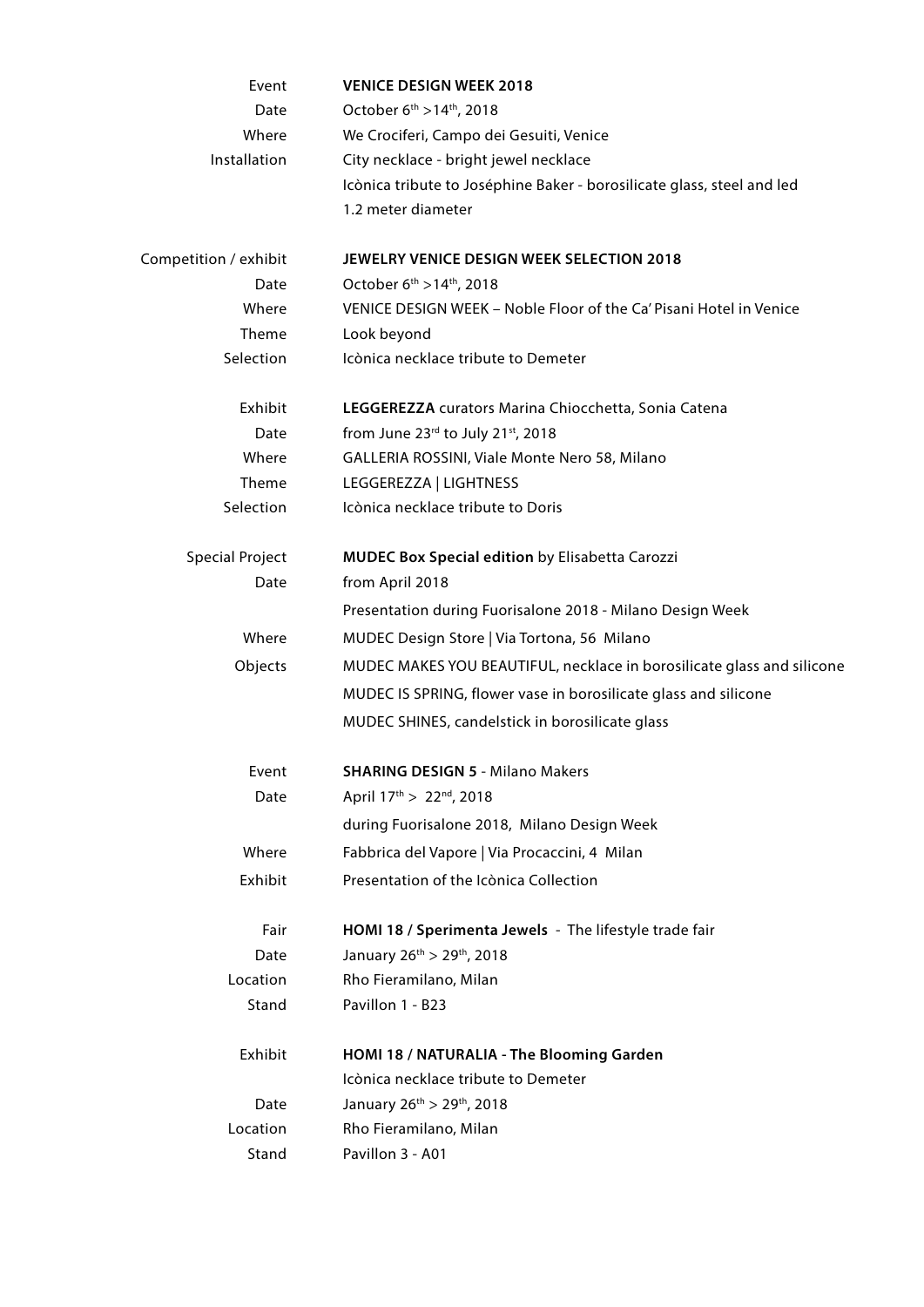| | |
|---|---|
| Event | **VENICE DESIGN WEEK 2018** |
| Date | October 6th >14th, 2018 |
| Where | We Crociferi, Campo dei Gesuiti, Venice |
| Installation | City necklace - bright jewel necklace |
| | Icònica tribute to Joséphine Baker - borosilicate glass, steel and led |
| | 1.2 meter diameter |
| | |
| Competition / exhibit | **JEWELRY VENICE DESIGN WEEK SELECTION 2018** |
| Date | October 6th >14th, 2018 |
| Where | VENICE DESIGN WEEK – Noble Floor of the Ca' Pisani Hotel in Venice |
| Theme | Look beyond |
| Selection | Icònica necklace tribute to Demeter |
| | |
| Exhibit | **LEGGEREZZA** curators Marina Chiocchetta, Sonia Catena |
| Date | from June 23rd to July 21st, 2018 |
| Where | GALLERIA ROSSINI, Viale Monte Nero 58, Milano |
| Theme | LEGGEREZZA \| LIGHTNESS |
| Selection | Icònica necklace tribute to Doris |
| | |
| Special Project | **MUDEC Box Special edition** by Elisabetta Carozzi |
| Date | from April 2018 |
| | Presentation during Fuorisalone 2018 - Milano Design Week |
| Where | MUDEC Design Store \| Via Tortona, 56 Milano |
| Objects | MUDEC MAKES YOU BEAUTIFUL, necklace in borosilicate glass and silicone |
| | MUDEC IS SPRING, flower vase in borosilicate glass and silicone |
| | MUDEC SHINES, candelstick in borosilicate glass |
| | |
| Event | **SHARING DESIGN 5** - Milano Makers |
| Date | April 17th > 22nd, 2018 |
| | during Fuorisalone 2018, Milano Design Week |
| Where | Fabbrica del Vapore \| Via Procaccini, 4 Milan |
| Exhibit | Presentation of the Icònica Collection |
| | |
| Fair | **HOMI 18 / Sperimenta Jewels** - The lifestyle trade fair |
| Date | January 26th > 29th, 2018 |
| Location | Rho Fieramilano, Milan |
| Stand | Pavillon 1 - B23 |
| | |
| Exhibit | **HOMI 18 / NATURALIA - The Blooming Garden** |
| | Icònica necklace tribute to Demeter |
| Date | January 26th > 29th, 2018 |
| Location | Rho Fieramilano, Milan |
| Stand | Pavillon 3 - A01 |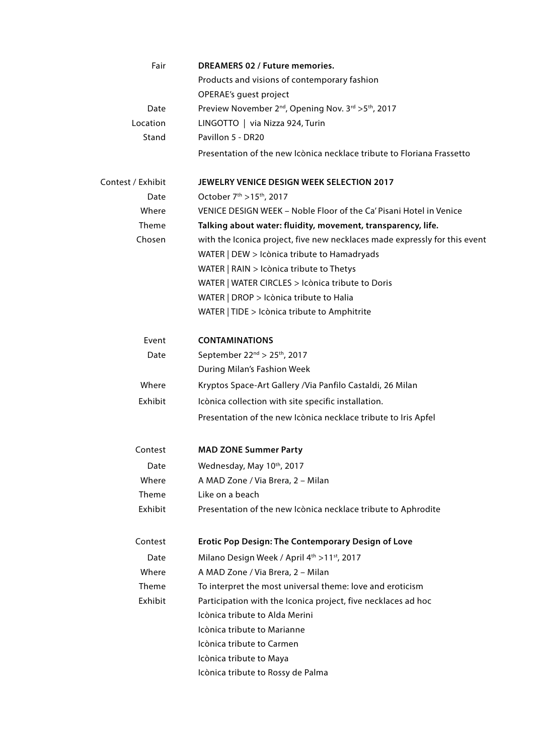| | |
|---|---|
| Fair | **DREAMERS 02 / Future memories.** |
| | Products and visions of contemporary fashion |
| | OPERAE's guest project |
| Date | Preview November 2nd, Opening Nov. 3rd >5th, 2017 |
| Location | LINGOTTO \| via Nizza 924, Turin |
| Stand | Pavillon 5 - DR20 |
| | Presentation of the new Icònica necklace tribute to Floriana Frassetto |

| | |
|---|---|
| Contest / Exhibit | **JEWELRY VENICE DESIGN WEEK SELECTION 2017** |
| Date | October 7th >15th, 2017 |
| Where | VENICE DESIGN WEEK – Noble Floor of the Ca' Pisani Hotel in Venice |
| Theme | **Talking about water: fluidity, movement, transparency, life.** |
| Chosen | with the Iconica project, five new necklaces made expressly for this event |
| | WATER \| DEW > Icònica tribute to Hamadryads |
| | WATER \| RAIN > Icònica tribute to Thetys |
| | WATER \| WATER CIRCLES > Icònica tribute to Doris |
| | WATER \| DROP > Icònica tribute to Halia |
| | WATER \| TIDE > Icònica tribute to Amphitrite |

| | |
|---|---|
| Event | **CONTAMINATIONS** |
| Date | September 22nd > 25th, 2017 |
| | During Milan's Fashion Week |
| Where | Kryptos Space-Art Gallery /Via Panfilo Castaldi, 26 Milan |
| Exhibit | Icònica collection with site specific installation. |
| | Presentation of the new Icònica necklace tribute to Iris Apfel |

| | |
|---|---|
| Contest | **MAD ZONE Summer Party** |
| Date | Wednesday, May 10th, 2017 |
| Where | A MAD Zone / Via Brera, 2 – Milan |
| Theme | Like on a beach |
| Exhibit | Presentation of the new Icònica necklace tribute to Aphrodite |

| | |
|---|---|
| Contest | **Erotic Pop Design: The Contemporary Design of Love** |
| Date | Milano Design Week / April 4th >11st, 2017 |
| Where | A MAD Zone / Via Brera, 2 – Milan |
| Theme | To interpret the most universal theme: love and eroticism |
| Exhibit | Participation with the Iconica project, five necklaces ad hoc |
| | Icònica tribute to Alda Merini |
| | Icònica tribute to Marianne |
| | Icònica tribute to Carmen |
| | Icònica tribute to Maya |
| | Icònica tribute to Rossy de Palma |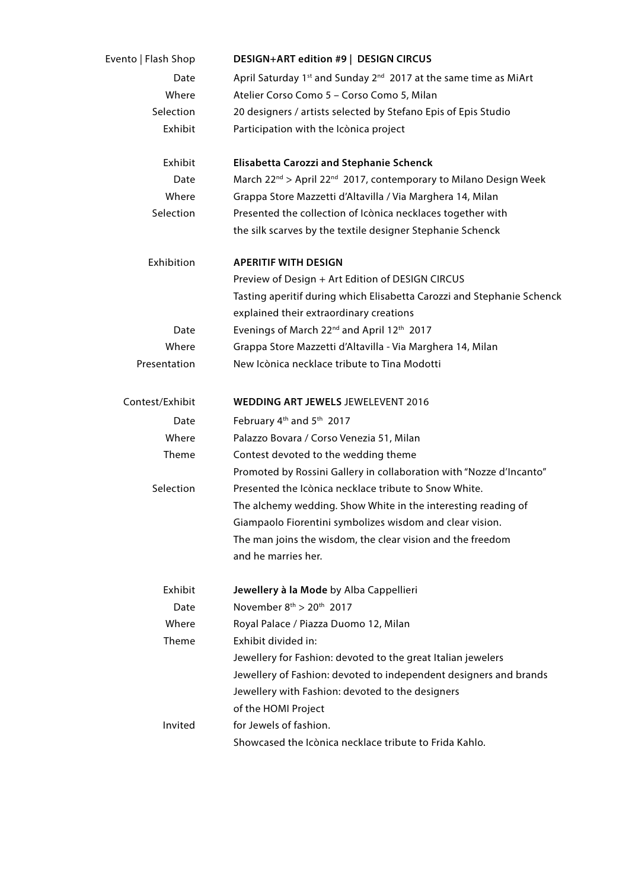| | |
|---|---|
| Evento \| Flash Shop | **DESIGN+ART edition #9 \| DESIGN CIRCUS** |
| Date | April Saturday 1st and Sunday 2nd 2017 at the same time as MiArt |
| Where | Atelier Corso Como 5 – Corso Como 5, Milan |
| Selection | 20 designers / artists selected by Stefano Epis of Epis Studio |
| Exhibit | Participation with the Icònica project |
| | |
| Exhibit | **Elisabetta Carozzi and Stephanie Schenck** |
| Date | March 22nd > April 22nd 2017, contemporary to Milano Design Week |
| Where | Grappa Store Mazzetti d'Altavilla / Via Marghera 14, Milan |
| Selection | Presented the collection of Icònica necklaces together with the silk scarves by the textile designer Stephanie Schenck |
| | |
| Exhibition | **APERITIF WITH DESIGN** |
| | Preview of Design + Art Edition of DESIGN CIRCUS |
| | Tasting aperitif during which Elisabetta Carozzi and Stephanie Schenck explained their extraordinary creations |
| Date | Evenings of March 22nd and April 12th 2017 |
| Where | Grappa Store Mazzetti d'Altavilla - Via Marghera 14, Milan |
| Presentation | New Icònica necklace tribute to Tina Modotti |
| | |
| Contest/Exhibit | **WEDDING ART JEWELS** JEWELEVENT 2016 |
| Date | February 4th and 5th 2017 |
| Where | Palazzo Bovara / Corso Venezia 51, Milan |
| Theme | Contest devoted to the wedding theme |
| | Promoted by Rossini Gallery in collaboration with "Nozze d'Incanto" |
| Selection | Presented the Icònica necklace tribute to Snow White. |
| | The alchemy wedding. Show White in the interesting reading of Giampaolo Fiorentini symbolizes wisdom and clear vision. |
| | The man joins the wisdom, the clear vision and the freedom and he marries her. |
| | |
| Exhibit | **Jewellery à la Mode** by Alba Cappellieri |
| Date | November 8th > 20th 2017 |
| Where | Royal Palace / Piazza Duomo 12, Milan |
| Theme | Exhibit divided in: |
| | Jewellery for Fashion: devoted to the great Italian jewelers |
| | Jewellery of Fashion: devoted to independent designers and brands |
| | Jewellery with Fashion: devoted to the designers of the HOMI Project |
| Invited | for Jewels of fashion. |
| | Showcased the Icònica necklace tribute to Frida Kahlo. |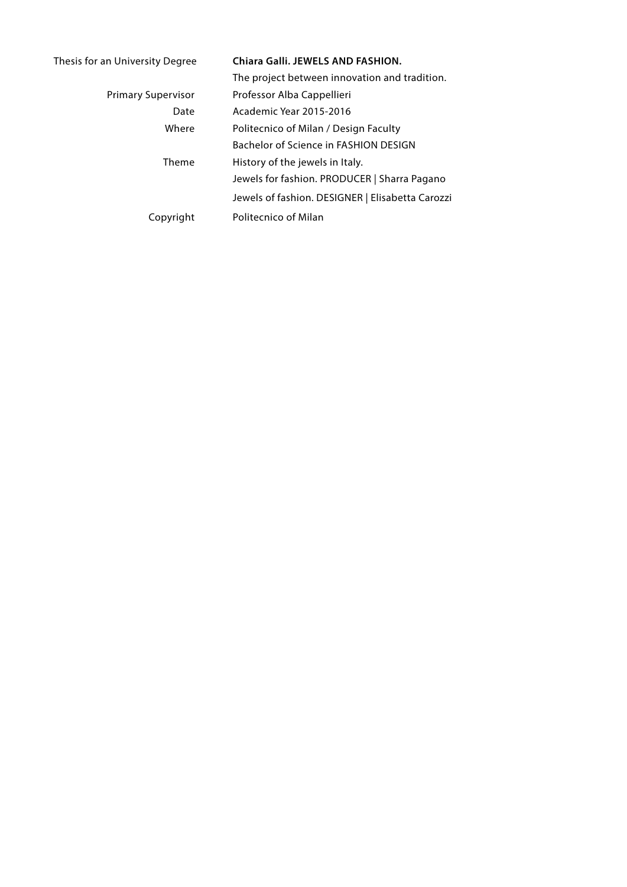| | |
|---|---|
| Thesis for an University Degree | **Chiara Galli. JEWELS AND FASHION.** |
| | The project between innovation and tradition. |
| Primary Supervisor | Professor Alba Cappellieri |
| Date | Academic Year 2015-2016 |
| Where | Politecnico of Milan / Design Faculty |
| | Bachelor of Science in FASHION DESIGN |
| Theme | History of the jewels in Italy. |
| | Jewels for fashion. PRODUCER \| Sharra Pagano |
| | Jewels of fashion. DESIGNER \| Elisabetta Carozzi |
| Copyright | Politecnico of Milan |